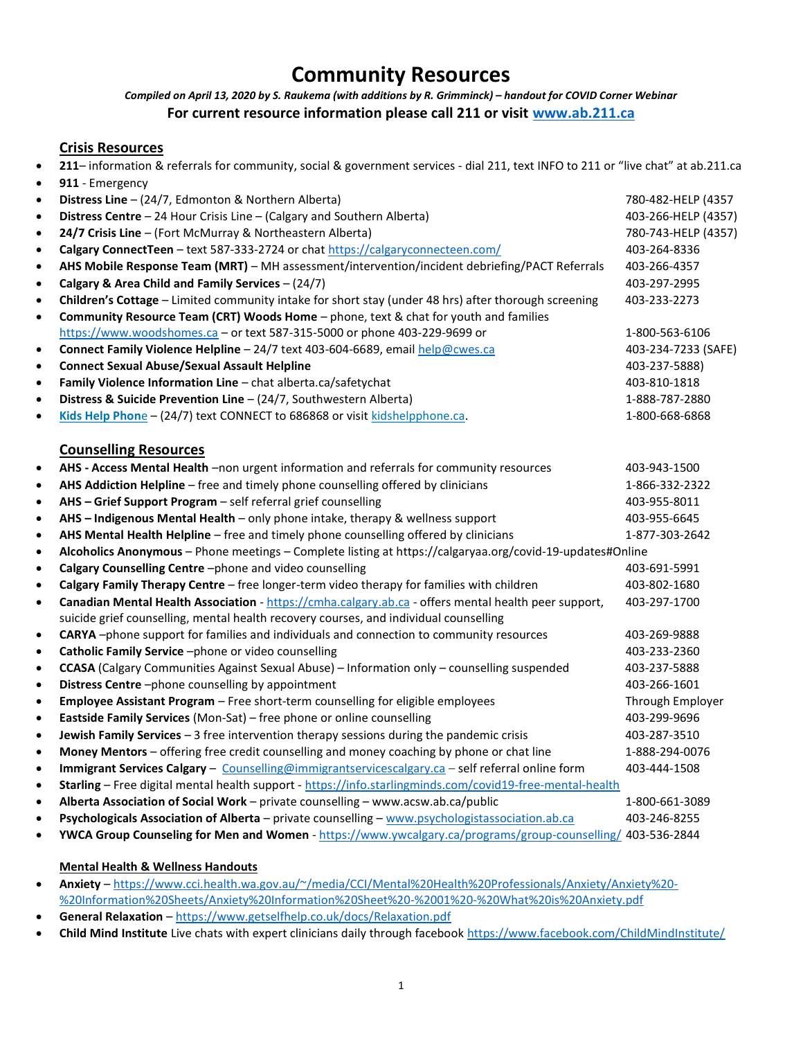# Community Resources

***Compiled on April 13, 2020 by S. Raukema (with additions by R. Grimminck) – handout for COVID Corner Webinar***

**For current resource information please call 211 or visit www.ab.211.ca**

## Crisis Resources

- **211**– information & referrals for community, social & government services - dial 211, text INFO to 211 or "live chat" at ab.211.ca
- **911** - Emergency
- **Distress Line** – (24/7, Edmonton & Northern Alberta) 780-482-HELP (4357
- **Distress Centre** – 24 Hour Crisis Line – (Calgary and Southern Alberta) 403-266-HELP (4357)
- **24/7 Crisis Line** – (Fort McMurray & Northeastern Alberta) 780-743-HELP (4357)
- **Calgary ConnectTeen** – text 587-333-2724 or chat https://calgaryconnecteen.com/ 403-264-8336
- **AHS Mobile Response Team (MRT)** – MH assessment/intervention/incident debriefing/PACT Referrals 403-266-4357
- **Calgary & Area Child and Family Services** – (24/7) 403-297-2995
- **Children's Cottage** – Limited community intake for short stay (under 48 hrs) after thorough screening 403-233-2273
- **Community Resource Team (CRT) Woods Home** – phone, text & chat for youth and families https://www.woodshomes.ca – or text 587-315-5000 or phone 403-229-9699 or 1-800-563-6106
- **Connect Family Violence Helpline** – 24/7 text 403-604-6689, email help@cwes.ca 403-234-7233 (SAFE)
- **Connect Sexual Abuse/Sexual Assault Helpline** 403-237-5888)
- **Family Violence Information Line** – chat alberta.ca/safetychat 403-810-1818
- **Distress & Suicide Prevention Line** – (24/7, Southwestern Alberta) 1-888-787-2880
- **Kids Help Phone** – (24/7) text CONNECT to 686868 or visit kidshelpphone.ca. 1-800-668-6868

## Counselling Resources

- **AHS - Access Mental Health** –non urgent information and referrals for community resources 403-943-1500
- **AHS Addiction Helpline** – free and timely phone counselling offered by clinicians 1-866-332-2322
- **AHS – Grief Support Program** – self referral grief counselling 403-955-8011
- **AHS – Indigenous Mental Health** – only phone intake, therapy & wellness support 403-955-6645
- **AHS Mental Health Helpline** – free and timely phone counselling offered by clinicians 1-877-303-2642
- **Alcoholics Anonymous** – Phone meetings – Complete listing at https://calgaryaa.org/covid-19-updates#Online
- **Calgary Counselling Centre** –phone and video counselling 403-691-5991
- **Calgary Family Therapy Centre** – free longer-term video therapy for families with children 403-802-1680
- **Canadian Mental Health Association** - https://cmha.calgary.ab.ca - offers mental health peer support, suicide grief counselling, mental health recovery courses, and individual counselling 403-297-1700
- **CARYA** –phone support for families and individuals and connection to community resources 403-269-9888
- **Catholic Family Service** –phone or video counselling 403-233-2360
- **CCASA** (Calgary Communities Against Sexual Abuse) – Information only – counselling suspended 403-237-5888
- **Distress Centre** –phone counselling by appointment 403-266-1601
- **Employee Assistant Program** – Free short-term counselling for eligible employees Through Employer
- **Eastside Family Services** (Mon-Sat) – free phone or online counselling 403-299-9696
- **Jewish Family Services** – 3 free intervention therapy sessions during the pandemic crisis 403-287-3510
- **Money Mentors** – offering free credit counselling and money coaching by phone or chat line 1-888-294-0076
- **Immigrant Services Calgary** – Counselling@immigrantservicescalgary.ca – self referral online form 403-444-1508
- **Starling** – Free digital mental health support - https://info.starlingminds.com/covid19-free-mental-health
- **Alberta Association of Social Work** – private counselling – www.acsw.ab.ca/public 1-800-661-3089
- **Psychologicals Association of Alberta** – private counselling – www.psychologistassociation.ab.ca 403-246-8255
- **YWCA Group Counseling for Men and Women** - https://www.ywcalgary.ca/programs/group-counselling/ 403-536-2844

### Mental Health & Wellness Handouts

- **Anxiety** – https://www.cci.health.wa.gov.au/~/media/CCI/Mental%20Health%20Professionals/Anxiety/Anxiety%20-%20Information%20Sheets/Anxiety%20Information%20Sheet%20-%2001%20-%20What%20is%20Anxiety.pdf
- **General Relaxation** – https://www.getselfhelp.co.uk/docs/Relaxation.pdf
- **Child Mind Institute** Live chats with expert clinicians daily through facebook https://www.facebook.com/ChildMindInstitute/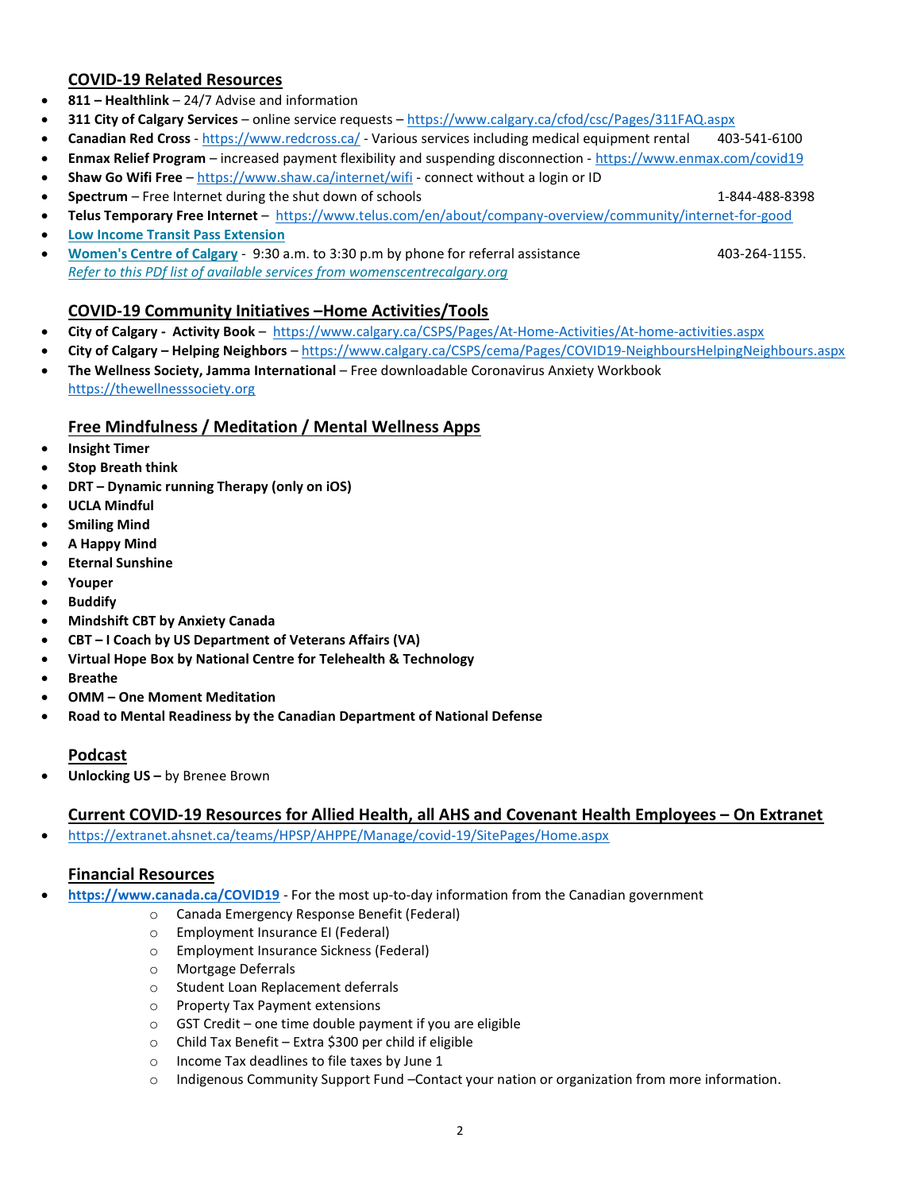## COVID-19 Related Resources

- **811 – Healthlink** – 24/7 Advise and information
- **311 City of Calgary Services** – online service requests – https://www.calgary.ca/cfod/csc/Pages/311FAQ.aspx
- **Canadian Red Cross** - https://www.redcross.ca/ - Various services including medical equipment rental 403-541-6100
- **Enmax Relief Program** – increased payment flexibility and suspending disconnection - https://www.enmax.com/covid19
- **Shaw Go Wifi Free** – https://www.shaw.ca/internet/wifi - connect without a login or ID
- **Spectrum** – Free Internet during the shut down of schools 1-844-488-8398
- **Telus Temporary Free Internet** – https://www.telus.com/en/about/company-overview/community/internet-for-good
- **Low Income Transit Pass Extension**
- **Women's Centre of Calgary** - 9:30 a.m. to 3:30 p.m by phone for referral assistance 403-264-1155.
  *Refer to this PDf list of available services from womenscentrecalgary.org*

## COVID-19 Community Initiatives –Home Activities/Tools

- **City of Calgary - Activity Book** – https://www.calgary.ca/CSPS/Pages/At-Home-Activities/At-home-activities.aspx
- **City of Calgary – Helping Neighbors** – https://www.calgary.ca/CSPS/cema/Pages/COVID19-NeighboursHelpingNeighbours.aspx
- **The Wellness Society, Jamma International** – Free downloadable Coronavirus Anxiety Workbook
  https://thewellnesssociety.org

## Free Mindfulness / Meditation / Mental Wellness Apps

- **Insight Timer**
- **Stop Breath think**
- **DRT – Dynamic running Therapy (only on iOS)**
- **UCLA Mindful**
- **Smiling Mind**
- **A Happy Mind**
- **Eternal Sunshine**
- **Youper**
- **Buddify**
- **Mindshift CBT by Anxiety Canada**
- **CBT – I Coach by US Department of Veterans Affairs (VA)**
- **Virtual Hope Box by National Centre for Telehealth & Technology**
- **Breathe**
- **OMM – One Moment Meditation**
- **Road to Mental Readiness by the Canadian Department of National Defense**

## Podcast

- **Unlocking US –** by Brenee Brown

## Current COVID-19 Resources for Allied Health, all AHS and Covenant Health Employees – On Extranet

- https://extranet.ahsnet.ca/teams/HPSP/AHPPE/Manage/covid-19/SitePages/Home.aspx

## Financial Resources

- **https://www.canada.ca/COVID19** - For the most up-to-day information from the Canadian government
  - Canada Emergency Response Benefit (Federal)
  - Employment Insurance EI (Federal)
  - Employment Insurance Sickness (Federal)
  - Mortgage Deferrals
  - Student Loan Replacement deferrals
  - Property Tax Payment extensions
  - GST Credit – one time double payment if you are eligible
  - Child Tax Benefit – Extra $300 per child if eligible
  - Income Tax deadlines to file taxes by June 1
  - Indigenous Community Support Fund –Contact your nation or organization from more information.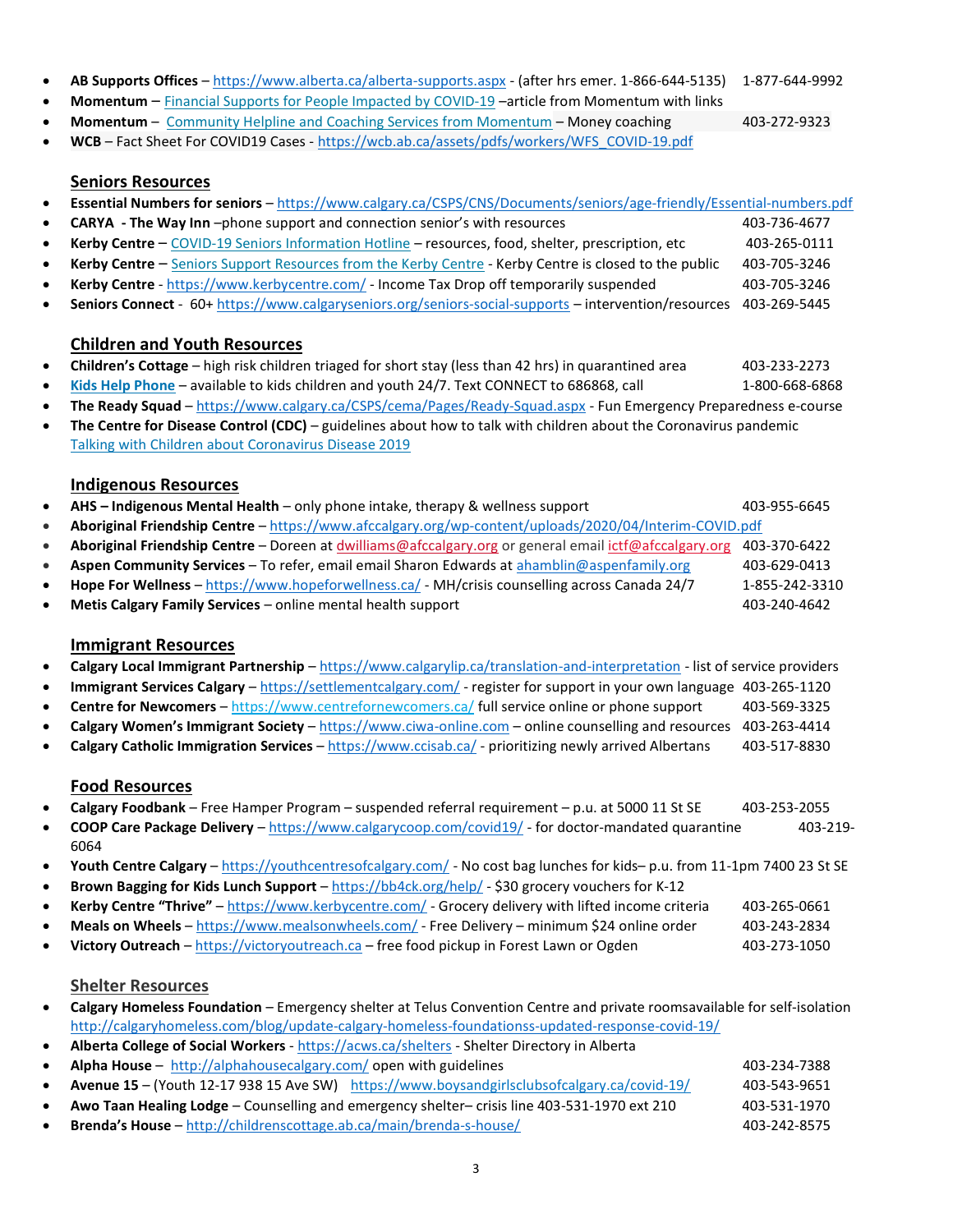- **AB Supports Offices** – https://www.alberta.ca/alberta-supports.aspx - (after hrs emer. 1-866-644-5135) 1-877-644-9992
- **Momentum** – Financial Supports for People Impacted by COVID-19 –article from Momentum with links
- **Momentum** – Community Helpline and Coaching Services from Momentum – Money coaching 403-272-9323
- **WCB** – Fact Sheet For COVID19 Cases - https://wcb.ab.ca/assets/pdfs/workers/WFS_COVID-19.pdf

## Seniors Resources

- **Essential Numbers for seniors** – https://www.calgary.ca/CSPS/CNS/Documents/seniors/age-friendly/Essential-numbers.pdf
- **CARYA - The Way Inn** –phone support and connection senior's with resources 403-736-4677
- **Kerby Centre** – COVID-19 Seniors Information Hotline – resources, food, shelter, prescription, etc 403-265-0111
- **Kerby Centre** – Seniors Support Resources from the Kerby Centre - Kerby Centre is closed to the public 403-705-3246
- **Kerby Centre** - https://www.kerbycentre.com/ - Income Tax Drop off temporarily suspended 403-705-3246
- **Seniors Connect** - 60+ https://www.calgaryseniors.org/seniors-social-supports – intervention/resources 403-269-5445

## Children and Youth Resources

- **Children's Cottage** – high risk children triaged for short stay (less than 42 hrs) in quarantined area 403-233-2273
- **Kids Help Phone** – available to kids children and youth 24/7. Text CONNECT to 686868, call 1-800-668-6868
- **The Ready Squad** – https://www.calgary.ca/CSPS/cema/Pages/Ready-Squad.aspx - Fun Emergency Preparedness e-course
- **The Centre for Disease Control (CDC)** – guidelines about how to talk with children about the Coronavirus pandemic Talking with Children about Coronavirus Disease 2019

## Indigenous Resources

- **AHS – Indigenous Mental Health** – only phone intake, therapy & wellness support 403-955-6645
- **Aboriginal Friendship Centre** – https://www.afccalgary.org/wp-content/uploads/2020/04/Interim-COVID.pdf
- **Aboriginal Friendship Centre** – Doreen at dwilliams@afccalgary.org or general email ictf@afccalgary.org 403-370-6422
- **Aspen Community Services** – To refer, email email Sharon Edwards at ahamblin@aspenfamily.org 403-629-0413
- **Hope For Wellness** – https://www.hopeforwellness.ca/ - MH/crisis counselling across Canada 24/7 1-855-242-3310
- **Metis Calgary Family Services** – online mental health support 403-240-4642

## Immigrant Resources

- **Calgary Local Immigrant Partnership** – https://www.calgarylip.ca/translation-and-interpretation - list of service providers
- **Immigrant Services Calgary** – https://settlementcalgary.com/ - register for support in your own language 403-265-1120
- **Centre for Newcomers** – https://www.centrefornewcomers.ca/ full service online or phone support 403-569-3325
- **Calgary Women's Immigrant Society** – https://www.ciwa-online.com – online counselling and resources 403-263-4414
- **Calgary Catholic Immigration Services** – https://www.ccisab.ca/ - prioritizing newly arrived Albertans 403-517-8830

## Food Resources

- **Calgary Foodbank** – Free Hamper Program – suspended referral requirement – p.u. at 5000 11 St SE 403-253-2055
- **COOP Care Package Delivery** – https://www.calgarycoop.com/covid19/ - for doctor-mandated quarantine 403-219-6064
- **Youth Centre Calgary** – https://youthcentresofcalgary.com/ - No cost bag lunches for kids– p.u. from 11-1pm 7400 23 St SE
- **Brown Bagging for Kids Lunch Support** – https://bb4ck.org/help/ - $30 grocery vouchers for K-12
- **Kerby Centre "Thrive"** – https://www.kerbycentre.com/ - Grocery delivery with lifted income criteria 403-265-0661
- **Meals on Wheels** – https://www.mealsonwheels.com/ - Free Delivery – minimum $24 online order 403-243-2834
- **Victory Outreach** – https://victoryoutreach.ca – free food pickup in Forest Lawn or Ogden 403-273-1050

## Shelter Resources

- **Calgary Homeless Foundation** – Emergency shelter at Telus Convention Centre and private roomsavailable for self-isolation http://calgaryhomeless.com/blog/update-calgary-homeless-foundationss-updated-response-covid-19/
- **Alberta College of Social Workers** - https://acws.ca/shelters - Shelter Directory in Alberta
- **Alpha House** – http://alphahousecalgary.com/ open with guidelines 403-234-7388
- **Avenue 15** – (Youth 12-17 938 15 Ave SW) https://www.boysandgirlsclubsofcalgary.ca/covid-19/ 403-543-9651
- **Awo Taan Healing Lodge** – Counselling and emergency shelter– crisis line 403-531-1970 ext 210 403-531-1970
- **Brenda's House** – http://childrenscottage.ab.ca/main/brenda-s-house/ 403-242-8575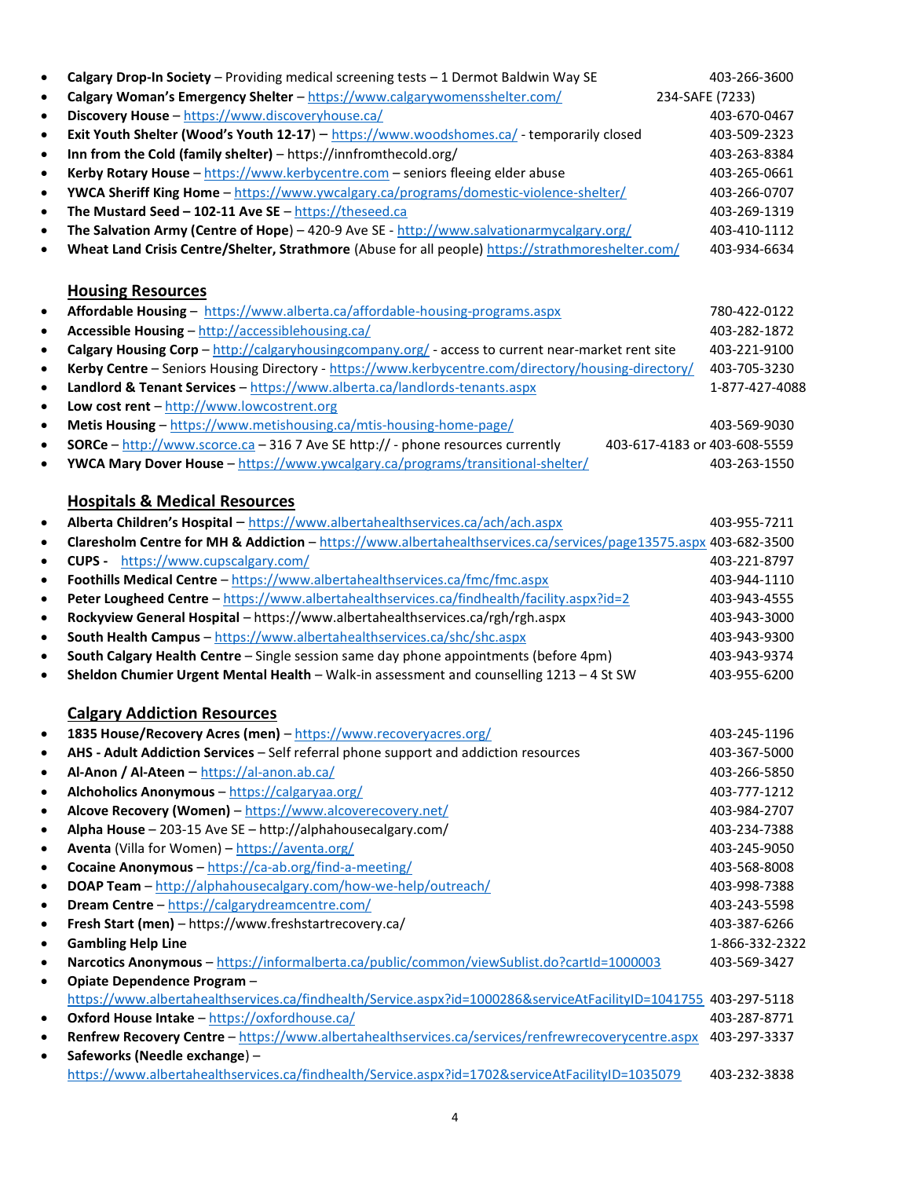- **Calgary Drop-In Society** – Providing medical screening tests – 1 Dermot Baldwin Way SE 403-266-3600
- **Calgary Woman's Emergency Shelter** – https://www.calgarywomensshelter.com/ 234-SAFE (7233)
- **Discovery House** – https://www.discoveryhouse.ca/ 403-670-0467
- **Exit Youth Shelter (Wood's Youth 12-17)** – https://www.woodshomes.ca/ - temporarily closed 403-509-2323
- **Inn from the Cold (family shelter)** – https://innfromthecold.org/ 403-263-8384
- **Kerby Rotary House** – https://www.kerbycentre.com – seniors fleeing elder abuse 403-265-0661
- **YWCA Sheriff King Home** – https://www.ywcalgary.ca/programs/domestic-violence-shelter/ 403-266-0707
- **The Mustard Seed – 102-11 Ave SE** – https://theseed.ca 403-269-1319
- **The Salvation Army (Centre of Hope)** – 420-9 Ave SE - http://www.salvationarmycalgary.org/ 403-410-1112
- **Wheat Land Crisis Centre/Shelter, Strathmore** (Abuse for all people) https://strathmoreshelter.com/ 403-934-6634

## Housing Resources

- **Affordable Housing** – https://www.alberta.ca/affordable-housing-programs.aspx 780-422-0122
- **Accessible Housing** – http://accessiblehousing.ca/ 403-282-1872
- **Calgary Housing Corp** – http://calgaryhousingcompany.org/ - access to current near-market rent site 403-221-9100
- **Kerby Centre** – Seniors Housing Directory - https://www.kerbycentre.com/directory/housing-directory/ 403-705-3230
- **Landlord & Tenant Services** – https://www.alberta.ca/landlords-tenants.aspx 1-877-427-4088
- **Low cost rent** – http://www.lowcostrent.org
- **Metis Housing** – https://www.metishousing.ca/mtis-housing-home-page/ 403-569-9030
- **SORCe** – http://www.scorce.ca – 316 7 Ave SE http:// - phone resources currently 403-617-4183 or 403-608-5559
- **YWCA Mary Dover House** – https://www.ywcalgary.ca/programs/transitional-shelter/ 403-263-1550

## Hospitals & Medical Resources

- **Alberta Children's Hospital** – https://www.albertahealthservices.ca/ach/ach.aspx 403-955-7211
- **Claresholm Centre for MH & Addiction** – https://www.albertahealthservices.ca/services/page13575.aspx 403-682-3500
- **CUPS** - https://www.cupscalgary.com/ 403-221-8797
- **Foothills Medical Centre** – https://www.albertahealthservices.ca/fmc/fmc.aspx 403-944-1110
- **Peter Lougheed Centre** – https://www.albertahealthservices.ca/findhealth/facility.aspx?id=2 403-943-4555
- **Rockyview General Hospital** – https://www.albertahealthservices.ca/rgh/rgh.aspx 403-943-3000
- **South Health Campus** – https://www.albertahealthservices.ca/shc/shc.aspx 403-943-9300
- **South Calgary Health Centre** – Single session same day phone appointments (before 4pm) 403-943-9374
- **Sheldon Chumier Urgent Mental Health** – Walk-in assessment and counselling 1213 – 4 St SW 403-955-6200

## Calgary Addiction Resources

- **1835 House/Recovery Acres (men)** – https://www.recoveryacres.org/ 403-245-1196
- **AHS - Adult Addiction Services** – Self referral phone support and addiction resources 403-367-5000
- **Al-Anon / Al-Ateen** – https://al-anon.ab.ca/ 403-266-5850
- **Alchoholics Anonymous** – https://calgaryaa.org/ 403-777-1212
- **Alcove Recovery (Women)** – https://www.alcoverecovery.net/ 403-984-2707
- **Alpha House** – 203-15 Ave SE – http://alphahousecalgary.com/ 403-234-7388
- **Aventa** (Villa for Women) – https://aventa.org/ 403-245-9050
- **Cocaine Anonymous** – https://ca-ab.org/find-a-meeting/ 403-568-8008
- **DOAP Team** – http://alphahousecalgary.com/how-we-help/outreach/ 403-998-7388
- **Dream Centre** – https://calgarydreamcentre.com/ 403-243-5598
- **Fresh Start (men)** – https://www.freshstartrecovery.ca/ 403-387-6266
- **Gambling Help Line** 1-866-332-2322
- **Narcotics Anonymous** – https://informalberta.ca/public/common/viewSublist.do?cartId=1000003 403-569-3427
- **Opiate Dependence Program** – https://www.albertahealthservices.ca/findhealth/Service.aspx?id=1000286&serviceAtFacilityID=1041755 403-297-5118
- **Oxford House Intake** – https://oxfordhouse.ca/ 403-287-8771
- **Renfrew Recovery Centre** – https://www.albertahealthservices.ca/services/renfrewrecoverycentre.aspx 403-297-3337
- **Safeworks (Needle exchange)** – https://www.albertahealthservices.ca/findhealth/Service.aspx?id=1702&serviceAtFacilityID=1035079 403-232-3838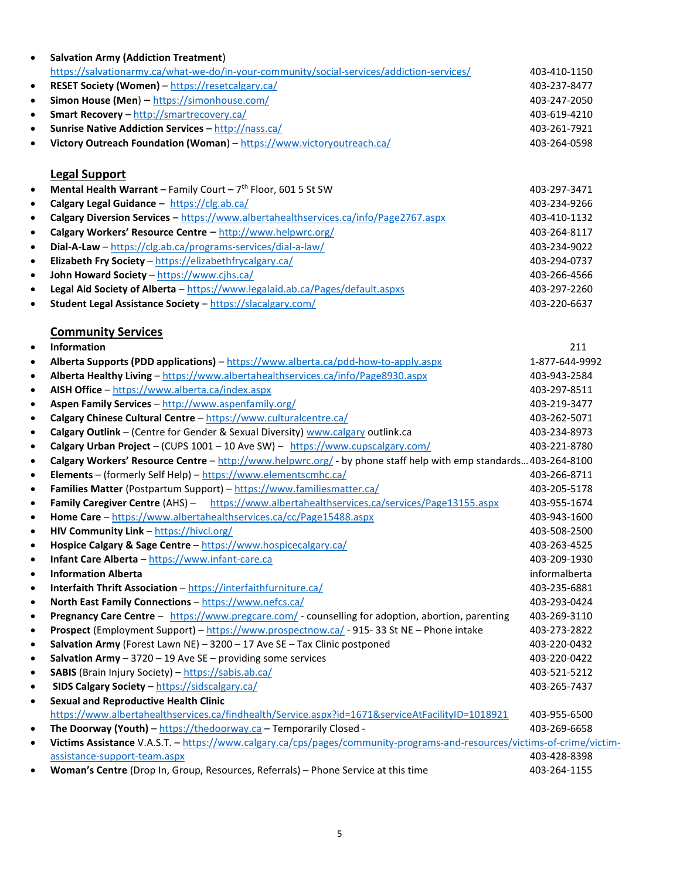- **Salvation Army (Addiction Treatment**)
  https://salvationarmy.ca/what-we-do/in-your-community/social-services/addiction-services/ 403-410-1150
- **RESET Society (Women)** – https://resetcalgary.ca/ 403-237-8477
- **Simon House (Men)** – https://simonhouse.com/ 403-247-2050
- **Smart Recovery** – http://smartrecovery.ca/ 403-619-4210
- **Sunrise Native Addiction Services** – http://nass.ca/ 403-261-7921
- **Victory Outreach Foundation (Woman**) – https://www.victoryoutreach.ca/ 403-264-0598

## Legal Support

- **Mental Health Warrant** – Family Court – 7th Floor, 601 5 St SW 403-297-3471
- **Calgary Legal Guidance** – https://clg.ab.ca/ 403-234-9266
- **Calgary Diversion Services** – https://www.albertahealthservices.ca/info/Page2767.aspx 403-410-1132
- **Calgary Workers' Resource Centre** – http://www.helpwrc.org/ 403-264-8117
- **Dial-A-Law** – https://clg.ab.ca/programs-services/dial-a-law/ 403-234-9022
- **Elizabeth Fry Society** – https://elizabethfrycalgary.ca/ 403-294-0737
- **John Howard Society** – https://www.cjhs.ca/ 403-266-4566
- **Legal Aid Society of Alberta** – https://www.legalaid.ab.ca/Pages/default.aspxs 403-297-2260
- **Student Legal Assistance Society** – https://slacalgary.com/ 403-220-6637

## Community Services

- **Information** 211
- **Alberta Supports (PDD applications)** – https://www.alberta.ca/pdd-how-to-apply.aspx 1-877-644-9992
- **Alberta Healthy Living** – https://www.albertahealthservices.ca/info/Page8930.aspx 403-943-2584
- **AISH Office** – https://www.alberta.ca/index.aspx 403-297-8511
- **Aspen Family Services** – http://www.aspenfamily.org/ 403-219-3477
- **Calgary Chinese Cultural Centre** – https://www.culturalcentre.ca/ 403-262-5071
- **Calgary Outlink** – (Centre for Gender & Sexual Diversity) www.calgary outlink.ca 403-234-8973
- **Calgary Urban Project** – (CUPS 1001 – 10 Ave SW) – https://www.cupscalgary.com/ 403-221-8780
- **Calgary Workers' Resource Centre** – http://www.helpwrc.org/ - by phone staff help with emp standards…403-264-8100
- **Elements** – (formerly Self Help) – https://www.elementscmhc.ca/ 403-266-8711
- **Families Matter** (Postpartum Support) – https://www.familiesmatter.ca/ 403-205-5178
- **Family Caregiver Centre** (AHS) – https://www.albertahealthservices.ca/services/Page13155.aspx 403-955-1674
- **Home Care** – https://www.albertahealthservices.ca/cc/Page15488.aspx 403-943-1600
- **HIV Community Link** – https://hivcl.org/ 403-508-2500
- **Hospice Calgary & Sage Centre** – https://www.hospicecalgary.ca/ 403-263-4525
- **Infant Care Alberta** – https://www.infant-care.ca 403-209-1930
- **Information Alberta** informalberta
- **Interfaith Thrift Association** – https://interfaithfurniture.ca/ 403-235-6881
- **North East Family Connections** – https://www.nefcs.ca/ 403-293-0424
- **Pregnancy Care Centre** – https://www.pregcare.com/ - counselling for adoption, abortion, parenting 403-269-3110
- **Prospect** (Employment Support) – https://www.prospectnow.ca/ - 915- 33 St NE – Phone intake 403-273-2822
- **Salvation Army** (Forest Lawn NE) – 3200 – 17 Ave SE – Tax Clinic postponed 403-220-0432
- **Salvation Army** – 3720 – 19 Ave SE – providing some services 403-220-0422
- **SABIS** (Brain Injury Society) – https://sabis.ab.ca/ 403-521-5212
- **SIDS Calgary Society** – https://sidscalgary.ca/ 403-265-7437
- **Sexual and Reproductive Health Clinic**
  https://www.albertahealthservices.ca/findhealth/Service.aspx?id=1671&serviceAtFacilityID=1018921 403-955-6500
- **The Doorway (Youth)** – https://thedoorway.ca – Temporarily Closed - 403-269-6658
- **Victims Assistance** V.A.S.T. – https://www.calgary.ca/cps/pages/community-programs-and-resources/victims-of-crime/victim-assistance-support-team.aspx 403-428-8398
- **Woman's Centre** (Drop In, Group, Resources, Referrals) – Phone Service at this time 403-264-1155